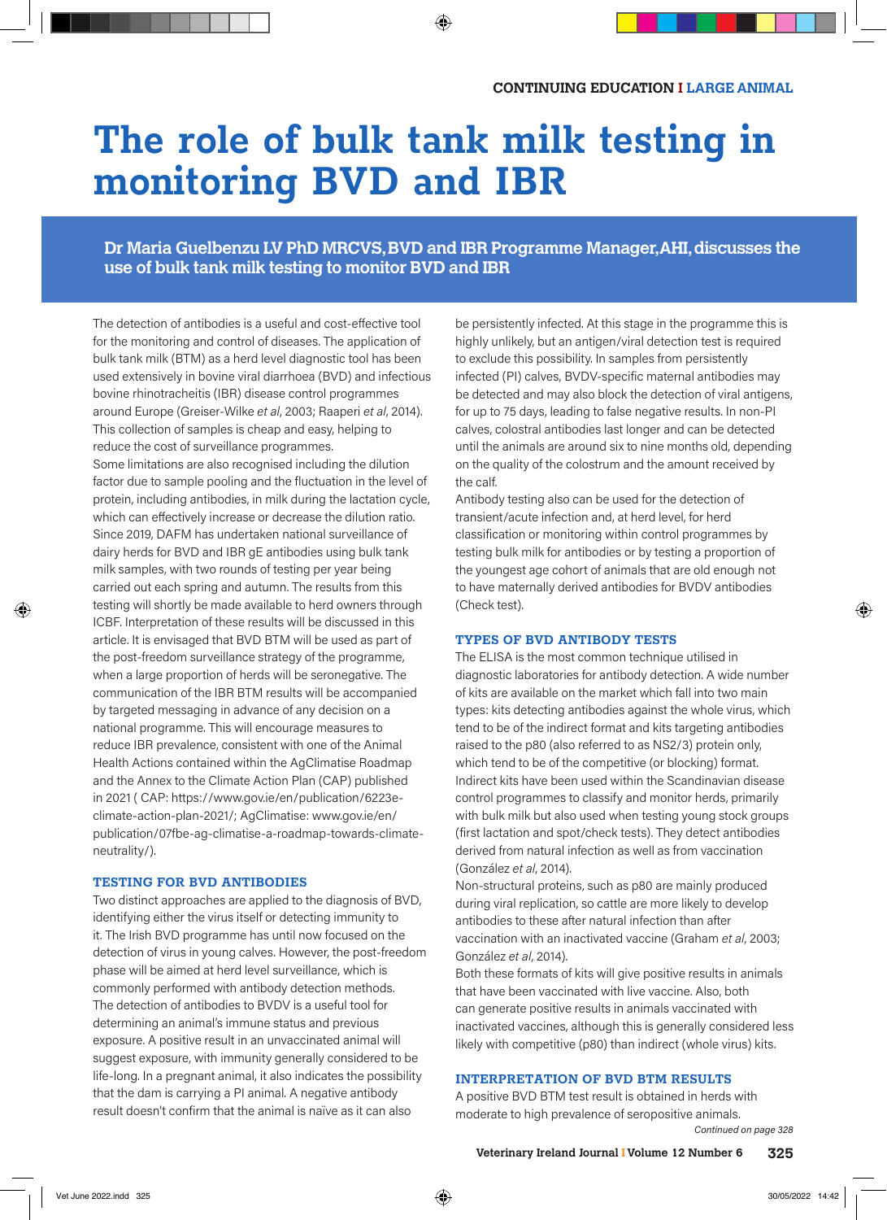CONTINUING EDUCATION I LARGE ANIMAL

# The role of bulk tank milk testing in monitoring BVD and IBR

**Dr Maria Guelbenzu LV PhD MRCVS, BVD and IBR Programme Manager, AHI, discusses the use of bulk tank milk testing to monitor BVD and IBR**

The detection of antibodies is a useful and cost-effective tool for the monitoring and control of diseases. The application of bulk tank milk (BTM) as a herd level diagnostic tool has been used extensively in bovine viral diarrhoea (BVD) and infectious bovine rhinotracheitis (IBR) disease control programmes around Europe (Greiser-Wilke *et al*, 2003; Raaperi *et al*, 2014). This collection of samples is cheap and easy, helping to reduce the cost of surveillance programmes.

Some limitations are also recognised including the dilution factor due to sample pooling and the fluctuation in the level of protein, including antibodies, in milk during the lactation cycle, which can effectively increase or decrease the dilution ratio. Since 2019, DAFM has undertaken national surveillance of dairy herds for BVD and IBR gE antibodies using bulk tank milk samples, with two rounds of testing per year being carried out each spring and autumn. The results from this testing will shortly be made available to herd owners through ICBF. Interpretation of these results will be discussed in this article. It is envisaged that BVD BTM will be used as part of the post-freedom surveillance strategy of the programme, when a large proportion of herds will be seronegative. The communication of the IBR BTM results will be accompanied by targeted messaging in advance of any decision on a national programme. This will encourage measures to reduce IBR prevalence, consistent with one of the Animal Health Actions contained within the AgClimatise Roadmap and the Annex to the Climate Action Plan (CAP) published in 2021 ( CAP: https://www.gov.ie/en/publication/6223e-climate-action-plan-2021/; AgClimatise: www.gov.ie/en/publication/07fbe-ag-climatise-a-roadmap-towards-climate-neutrality/).

## TESTING FOR BVD ANTIBODIES

Two distinct approaches are applied to the diagnosis of BVD, identifying either the virus itself or detecting immunity to it. The Irish BVD programme has until now focused on the detection of virus in young calves. However, the post-freedom phase will be aimed at herd level surveillance, which is commonly performed with antibody detection methods.

The detection of antibodies to BVDV is a useful tool for determining an animal's immune status and previous exposure. A positive result in an unvaccinated animal will suggest exposure, with immunity generally considered to be life-long. In a pregnant animal, it also indicates the possibility that the dam is carrying a PI animal. A negative antibody result doesn't confirm that the animal is naïve as it can also be persistently infected. At this stage in the programme this is highly unlikely, but an antigen/viral detection test is required to exclude this possibility. In samples from persistently infected (PI) calves, BVDV-specific maternal antibodies may be detected and may also block the detection of viral antigens, for up to 75 days, leading to false negative results. In non-PI calves, colostral antibodies last longer and can be detected until the animals are around six to nine months old, depending on the quality of the colostrum and the amount received by the calf.

Antibody testing also can be used for the detection of transient/acute infection and, at herd level, for herd classification or monitoring within control programmes by testing bulk milk for antibodies or by testing a proportion of the youngest age cohort of animals that are old enough not to have maternally derived antibodies for BVDV antibodies (Check test).

## TYPES OF BVD ANTIBODY TESTS

The ELISA is the most common technique utilised in diagnostic laboratories for antibody detection. A wide number of kits are available on the market which fall into two main types: kits detecting antibodies against the whole virus, which tend to be of the indirect format and kits targeting antibodies raised to the p80 (also referred to as NS2/3) protein only, which tend to be of the competitive (or blocking) format. Indirect kits have been used within the Scandinavian disease control programmes to classify and monitor herds, primarily with bulk milk but also used when testing young stock groups (first lactation and spot/check tests). They detect antibodies derived from natural infection as well as from vaccination (González *et al*, 2014).

Non-structural proteins, such as p80 are mainly produced during viral replication, so cattle are more likely to develop antibodies to these after natural infection than after vaccination with an inactivated vaccine (Graham *et al*, 2003; González *et al*, 2014).

Both these formats of kits will give positive results in animals that have been vaccinated with live vaccine. Also, both can generate positive results in animals vaccinated with inactivated vaccines, although this is generally considered less likely with competitive (p80) than indirect (whole virus) kits.

## INTERPRETATION OF BVD BTM RESULTS

A positive BVD BTM test result is obtained in herds with moderate to high prevalence of seropositive animals.

*Continued on page 328*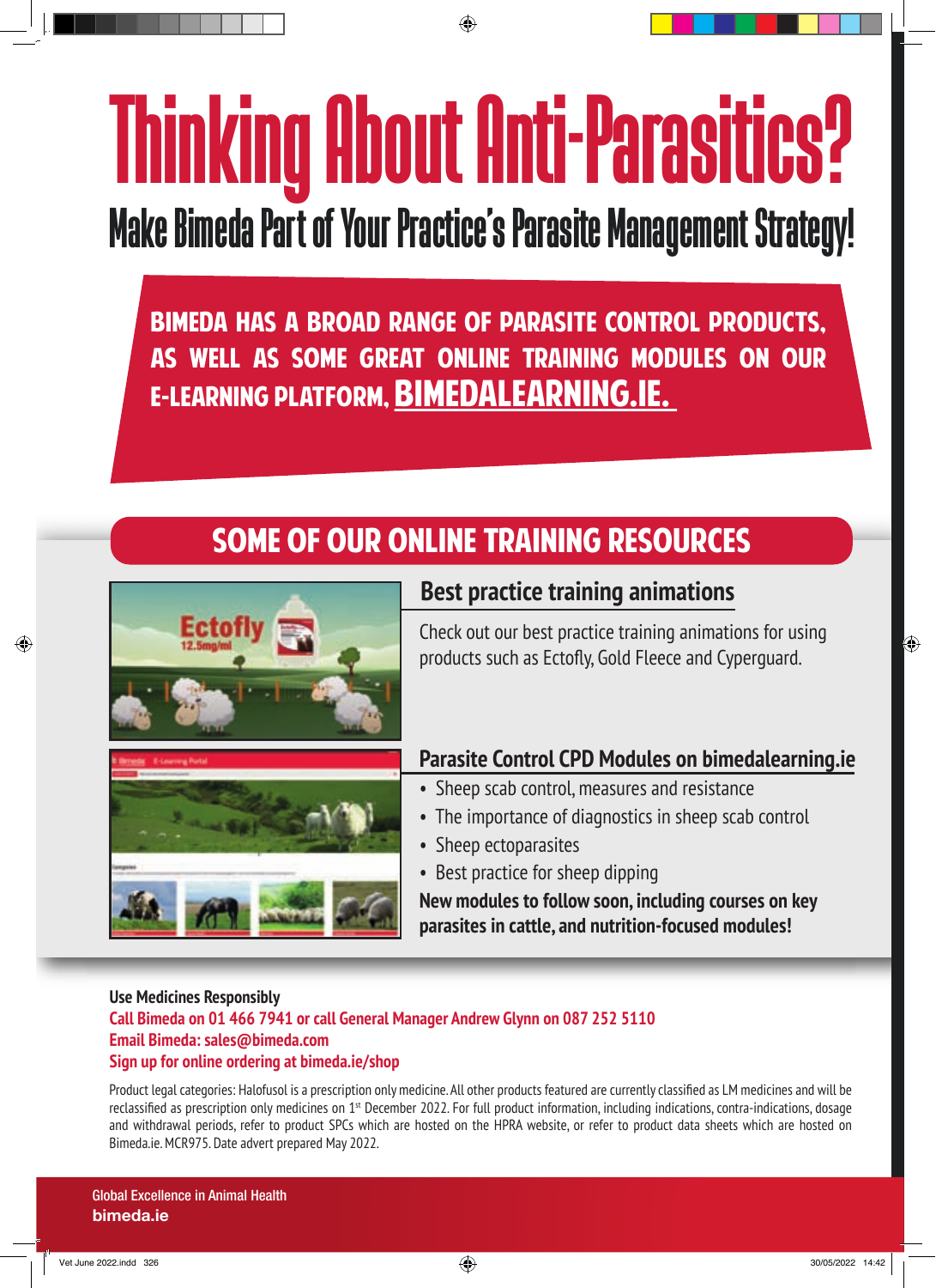# Thinking About Anti-Parasitics?

## Make Bimeda Part of Your Practice's Parasite Management Strategy!

**BIMEDA HAS A BROAD RANGE OF PARASITE CONTROL PRODUCTS, AS WELL AS SOME GREAT ONLINE TRAINING MODULES ON OUR E-LEARNING PLATFORM, BIMEDALEARNING.IE.**

## SOME OF OUR ONLINE TRAINING RESOURCES

### Best practice training animations

Check out our best practice training animations for using products such as Ectofly, Gold Fleece and Cyperguard.

### Parasite Control CPD Modules on bimedalearning.ie

- Sheep scab control, measures and resistance
- The importance of diagnostics in sheep scab control
- Sheep ectoparasites
- Best practice for sheep dipping

**New modules to follow soon, including courses on key parasites in cattle, and nutrition-focused modules!**

**Use Medicines Responsibly**
**Call Bimeda on 01 466 7941 or call General Manager Andrew Glynn on 087 252 5110**
**Email Bimeda: sales@bimeda.com**
**Sign up for online ordering at bimeda.ie/shop**

Product legal categories: Halofusol is a prescription only medicine. All other products featured are currently classified as LM medicines and will be reclassified as prescription only medicines on 1st December 2022. For full product information, including indications, contra-indications, dosage and withdrawal periods, refer to product SPCs which are hosted on the HPRA website, or refer to product data sheets which are hosted on Bimeda.ie. MCR975. Date advert prepared May 2022.

Global Excellence in Animal Health
**bimeda.ie**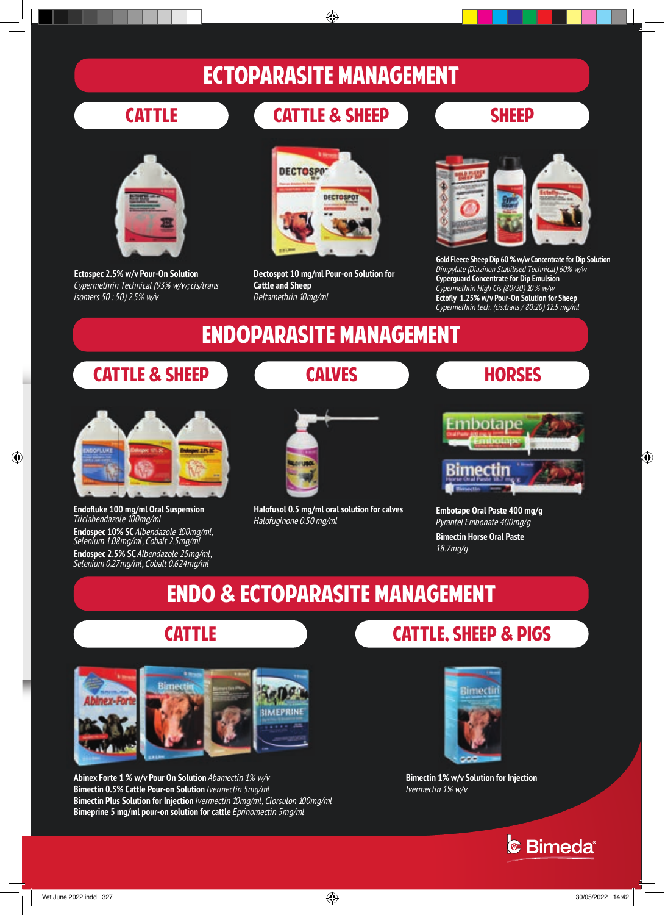# ECTOPARASITE MANAGEMENT

## CATTLE

**Ectospec 2.5% w/v Pour-On Solution**
*Cypermethrin Technical (93% w/w; cis/trans isomers 50 : 50) 2.5% w/v*

## CATTLE & SHEEP

**Dectospot 10 mg/ml Pour-on Solution for Cattle and Sheep**
*Deltamethrin 10mg/ml*

## SHEEP

**Gold Fleece Sheep Dip 60 % w/w Concentrate for Dip Solution**
*Dimpylate (Diazinon Stabilised Technical) 60% w/w*
**Cyperguard Concentrate for Dip Emulsion**
*Cypermethrin High Cis (80/20) 10 % w/w*
**Ectofly 1.25% w/v Pour-On Solution for Sheep**
*Cypermethrin tech. (cis:trans / 80:20) 12.5 mg/ml*

# ENDOPARASITE MANAGEMENT

## CATTLE & SHEEP

**Endofluke 100 mg/ml Oral Suspension**
*Triclabendazole 100mg/ml*
**Endospec 10% SC** *Albendazole 100mg/ml, Selenium 1.08mg/ml, Cobalt 2.5mg/ml*
**Endospec 2.5% SC** *Albendazole 25mg/ml, Selenium 0.27mg/ml, Cobalt 0.624mg/ml*

## CALVES

**Halofusol 0.5 mg/ml oral solution for calves**
*Halofuginone 0.50 mg/ml*

## HORSES

**Embotape Oral Paste 400 mg/g**
*Pyrantel Embonate 400mg/g*
**Bimectin Horse Oral Paste**
*18.7mg/g*

# ENDO & ECTOPARASITE MANAGEMENT

## CATTLE

**Abinex Forte 1 % w/v Pour On Solution** *Abamectin 1% w/v*
**Bimectin 0.5% Cattle Pour-on Solution** *Ivermectin 5mg/ml*
**Bimectin Plus Solution for Injection** *Ivermectin 10mg/ml, Clorsulon 100mg/ml*
**Bimeprine 5 mg/ml pour-on solution for cattle** *Eprinomectin 5mg/ml*

## CATTLE, SHEEP & PIGS

**Bimectin 1% w/v Solution for Injection**
*Ivermectin 1% w/v*

Bimeda®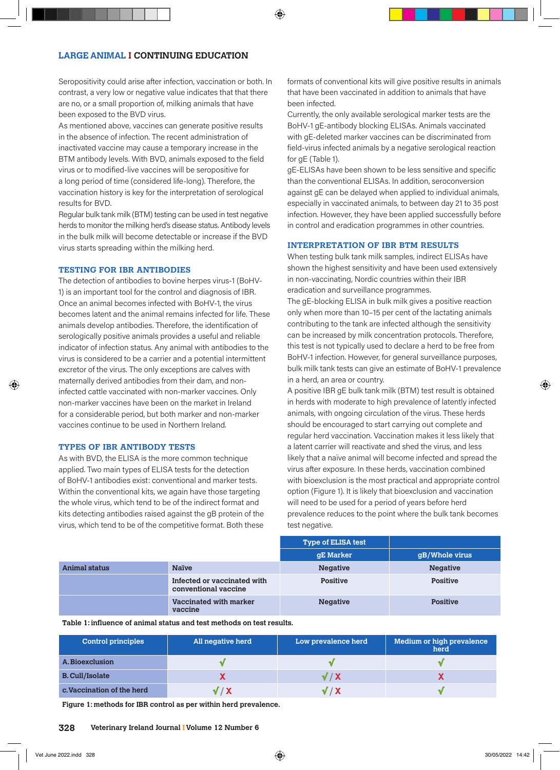Seropositivity could arise after infection, vaccination or both. In contrast, a very low or negative value indicates that that there are no, or a small proportion of, milking animals that have been exposed to the BVD virus.

As mentioned above, vaccines can generate positive results in the absence of infection. The recent administration of inactivated vaccine may cause a temporary increase in the BTM antibody levels. With BVD, animals exposed to the field virus or to modified-live vaccines will be seropositive for a long period of time (considered life-long). Therefore, the vaccination history is key for the interpretation of serological results for BVD.

Regular bulk tank milk (BTM) testing can be used in test negative herds to monitor the milking herd's disease status. Antibody levels in the bulk milk will become detectable or increase if the BVD virus starts spreading within the milking herd.

## TESTING FOR IBR ANTIBODIES

The detection of antibodies to bovine herpes virus-1 (BoHV-1) is an important tool for the control and diagnosis of IBR. Once an animal becomes infected with BoHV-1, the virus becomes latent and the animal remains infected for life. These animals develop antibodies. Therefore, the identification of serologically positive animals provides a useful and reliable indicator of infection status. Any animal with antibodies to the virus is considered to be a carrier and a potential intermittent excretor of the virus. The only exceptions are calves with maternally derived antibodies from their dam, and non-infected cattle vaccinated with non-marker vaccines. Only non-marker vaccines have been on the market in Ireland for a considerable period, but both marker and non-marker vaccines continue to be used in Northern Ireland.

## TYPES OF IBR ANTIBODY TESTS

As with BVD, the ELISA is the more common technique applied. Two main types of ELISA tests for the detection of BoHV-1 antibodies exist: conventional and marker tests. Within the conventional kits, we again have those targeting the whole virus, which tend to be of the indirect format and kits detecting antibodies raised against the gB protein of the virus, which tend to be of the competitive format. Both these formats of conventional kits will give positive results in animals that have been vaccinated in addition to animals that have been infected.

Currently, the only available serological marker tests are the BoHV-1 gE-antibody blocking ELISAs. Animals vaccinated with gE-deleted marker vaccines can be discriminated from field-virus infected animals by a negative serological reaction for gE (Table 1).

gE-ELISAs have been shown to be less sensitive and specific than the conventional ELISAs. In addition, seroconversion against gE can be delayed when applied to individual animals, especially in vaccinated animals, to between day 21 to 35 post infection. However, they have been applied successfully before in control and eradication programmes in other countries.

## INTERPRETATION OF IBR BTM RESULTS

When testing bulk tank milk samples, indirect ELISAs have shown the highest sensitivity and have been used extensively in non-vaccinating, Nordic countries within their IBR eradication and surveillance programmes.

The gE-blocking ELISA in bulk milk gives a positive reaction only when more than 10–15 per cent of the lactating animals contributing to the tank are infected although the sensitivity can be increased by milk concentration protocols. Therefore, this test is not typically used to declare a herd to be free from BoHV-1 infection. However, for general surveillance purposes, bulk milk tank tests can give an estimate of BoHV-1 prevalence in a herd, an area or country.

A positive IBR gE bulk tank milk (BTM) test result is obtained in herds with moderate to high prevalence of latently infected animals, with ongoing circulation of the virus. These herds should be encouraged to start carrying out complete and regular herd vaccination. Vaccination makes it less likely that a latent carrier will reactivate and shed the virus, and less likely that a naïve animal will become infected and spread the virus after exposure. In these herds, vaccination combined with bioexclusion is the most practical and appropriate control option (Figure 1). It is likely that bioexclusion and vaccination will need to be used for a period of years before herd prevalence reduces to the point where the bulk tank becomes test negative.

| | | Type of ELISA test | |
|---|---|---|---|
| | | gE Marker | gB/Whole virus |
| Animal status | Naïve | Negative | Negative |
| | Infected or vaccinated with conventional vaccine | Positive | Positive |
| | Vaccinated with marker vaccine | Negative | Positive |

**Table 1: influence of animal status and test methods on test results.**

| Control principles | All negative herd | Low prevalence herd | Medium or high prevalence herd |
|---|---|---|---|
| A. Bioexclusion | ✓ | ✓ | ✓ |
| B. Cull/Isolate | X | ✓ / X | X |
| c. Vaccination of the herd | ✓ / X | ✓ / X | ✓ |

**Figure 1: methods for IBR control as per within herd prevalence.**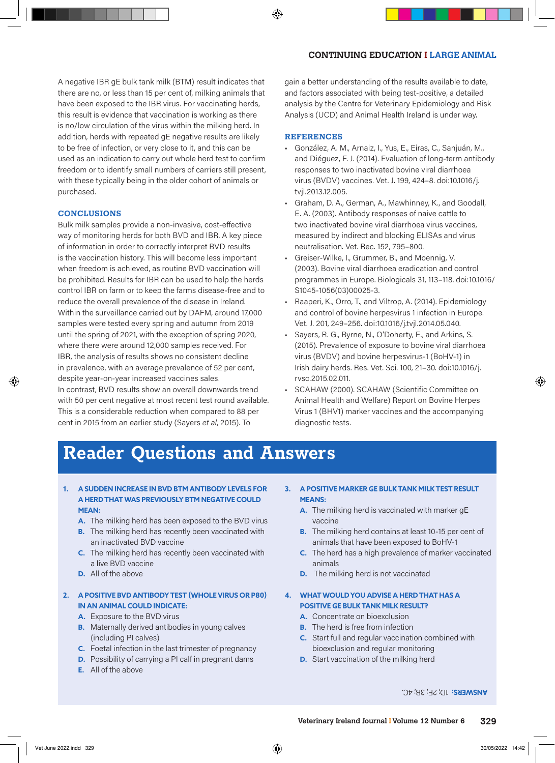A negative IBR gE bulk tank milk (BTM) result indicates that there are no, or less than 15 per cent of, milking animals that have been exposed to the IBR virus. For vaccinating herds, this result is evidence that vaccination is working as there is no/low circulation of the virus within the milking herd. In addition, herds with repeated gE negative results are likely to be free of infection, or very close to it, and this can be used as an indication to carry out whole herd test to confirm freedom or to identify small numbers of carriers still present, with these typically being in the older cohort of animals or purchased.

## CONCLUSIONS

Bulk milk samples provide a non-invasive, cost-effective way of monitoring herds for both BVD and IBR. A key piece of information in order to correctly interpret BVD results is the vaccination history. This will become less important when freedom is achieved, as routine BVD vaccination will be prohibited. Results for IBR can be used to help the herds control IBR on farm or to keep the farms disease-free and to reduce the overall prevalence of the disease in Ireland. Within the surveillance carried out by DAFM, around 17,000 samples were tested every spring and autumn from 2019 until the spring of 2021, with the exception of spring 2020, where there were around 12,000 samples received. For IBR, the analysis of results shows no consistent decline in prevalence, with an average prevalence of 52 per cent, despite year-on-year increased vaccines sales.
In contrast, BVD results show an overall downwards trend with 50 per cent negative at most recent test round available. This is a considerable reduction when compared to 88 per cent in 2015 from an earlier study (Sayers *et al*, 2015). To gain a better understanding of the results available to date, and factors associated with being test-positive, a detailed analysis by the Centre for Veterinary Epidemiology and Risk Analysis (UCD) and Animal Health Ireland is under way.

## REFERENCES

- González, A. M., Arnaiz, I., Yus, E., Eiras, C., Sanjuán, M., and Diéguez, F. J. (2014). Evaluation of long-term antibody responses to two inactivated bovine viral diarrhoea virus (BVDV) vaccines. Vet. J. 199, 424–8. doi:10.1016/j.tvjl.2013.12.005.
- Graham, D. A., German, A., Mawhinney, K., and Goodall, E. A. (2003). Antibody responses of naive cattle to two inactivated bovine viral diarrhoea virus vaccines, measured by indirect and blocking ELISAs and virus neutralisation. Vet. Rec. 152, 795–800.
- Greiser-Wilke, I., Grummer, B., and Moennig, V. (2003). Bovine viral diarrhoea eradication and control programmes in Europe. Biologicals 31, 113–118. doi:10.1016/S1045-1056(03)00025-3.
- Raaperi, K., Orro, T., and Viltrop, A. (2014). Epidemiology and control of bovine herpesvirus 1 infection in Europe. Vet. J. 201, 249–256. doi:10.1016/j.tvjl.2014.05.040.
- Sayers, R. G., Byrne, N., O'Doherty, E., and Arkins, S. (2015). Prevalence of exposure to bovine viral diarrhoea virus (BVDV) and bovine herpesvirus-1 (BoHV-1) in Irish dairy herds. Res. Vet. Sci. 100, 21–30. doi:10.1016/j.rvsc.2015.02.011.
- SCAHAW (2000). SCAHAW (Scientific Committee on Animal Health and Welfare) Report on Bovine Herpes Virus 1 (BHV1) marker vaccines and the accompanying diagnostic tests.

# Reader Questions and Answers

**1. A SUDDEN INCREASE IN BVD BTM ANTIBODY LEVELS FOR A HERD THAT WAS PREVIOUSLY BTM NEGATIVE COULD MEAN:**

- **A.** The milking herd has been exposed to the BVD virus
- **B.** The milking herd has recently been vaccinated with an inactivated BVD vaccine
- **C.** The milking herd has recently been vaccinated with a live BVD vaccine
- **D.** All of the above

**2. A POSITIVE BVD ANTIBODY TEST (WHOLE VIRUS OR P80) IN AN ANIMAL COULD INDICATE:**

- **A.** Exposure to the BVD virus
- **B.** Maternally derived antibodies in young calves (including PI calves)
- **C.** Foetal infection in the last trimester of pregnancy
- **D.** Possibility of carrying a PI calf in pregnant dams
- **E.** All of the above

**3. A POSITIVE MARKER GE BULK TANK MILK TEST RESULT MEANS:**

- **A.** The milking herd is vaccinated with marker gE vaccine
- **B.** The milking herd contains at least 10-15 per cent of animals that have been exposed to BoHV-1
- **C.** The herd has a high prevalence of marker vaccinated animals
- **D.** The milking herd is not vaccinated

**4. WHAT WOULD YOU ADVISE A HERD THAT HAS A POSITIVE GE BULK TANK MILK RESULT?**

- **A.** Concentrate on bioexclusion
- **B.** The herd is free from infection
- **C.** Start full and regular vaccination combined with bioexclusion and regular monitoring
- **D.** Start vaccination of the milking herd

**ANSWERS:** 1D; 2E; 3B; 4C.